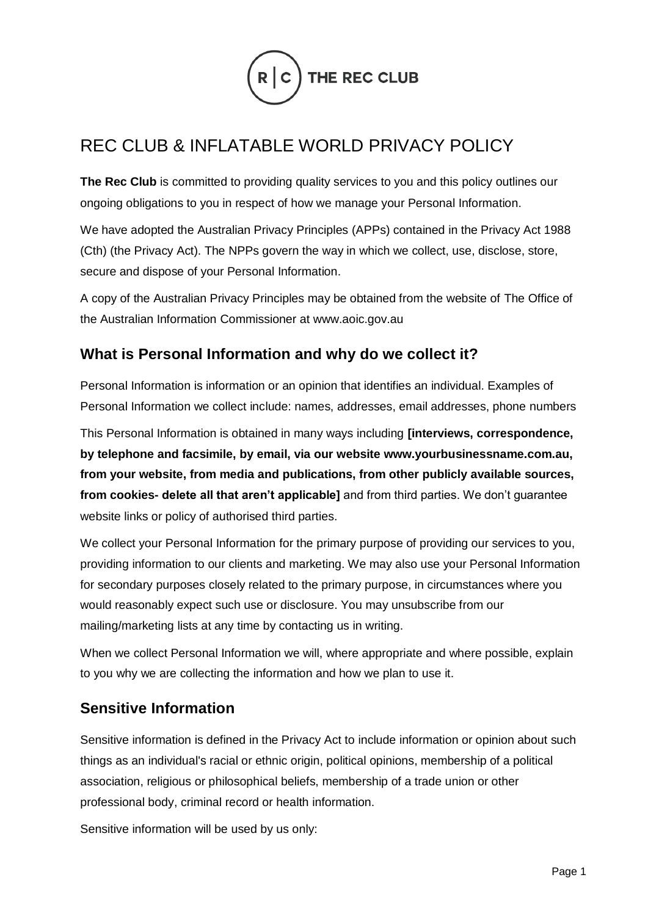R | C THE REC CLUB

# REC CLUB & INFLATABLE WORLD PRIVACY POLICY

**The Rec Club** is committed to providing quality services to you and this policy outlines our ongoing obligations to you in respect of how we manage your Personal Information.

We have adopted the Australian Privacy Principles (APPs) contained in the Privacy Act 1988 (Cth) (the Privacy Act). The NPPs govern the way in which we collect, use, disclose, store, secure and dispose of your Personal Information.

A copy of the Australian Privacy Principles may be obtained from the website of The Office of the Australian Information Commissioner at www.aoic.gov.au

## What is Personal Information and why do we collect it?

Personal Information is information or an opinion that identifies an individual. Examples of Personal Information we collect include: names, addresses, email addresses, phone numbers

This Personal Information is obtained in many ways including **[interviews, correspondence, by telephone and facsimile, by email, via our website www.yourbusinessname.com.au, from your website, from media and publications, from other publicly available sources, from cookies- delete all that aren't applicable]** and from third parties. We don't guarantee website links or policy of authorised third parties.

We collect your Personal Information for the primary purpose of providing our services to you, providing information to our clients and marketing. We may also use your Personal Information for secondary purposes closely related to the primary purpose, in circumstances where you would reasonably expect such use or disclosure. You may unsubscribe from our mailing/marketing lists at any time by contacting us in writing.

When we collect Personal Information we will, where appropriate and where possible, explain to you why we are collecting the information and how we plan to use it.

## Sensitive Information

Sensitive information is defined in the Privacy Act to include information or opinion about such things as an individual's racial or ethnic origin, political opinions, membership of a political association, religious or philosophical beliefs, membership of a trade union or other professional body, criminal record or health information.

Sensitive information will be used by us only: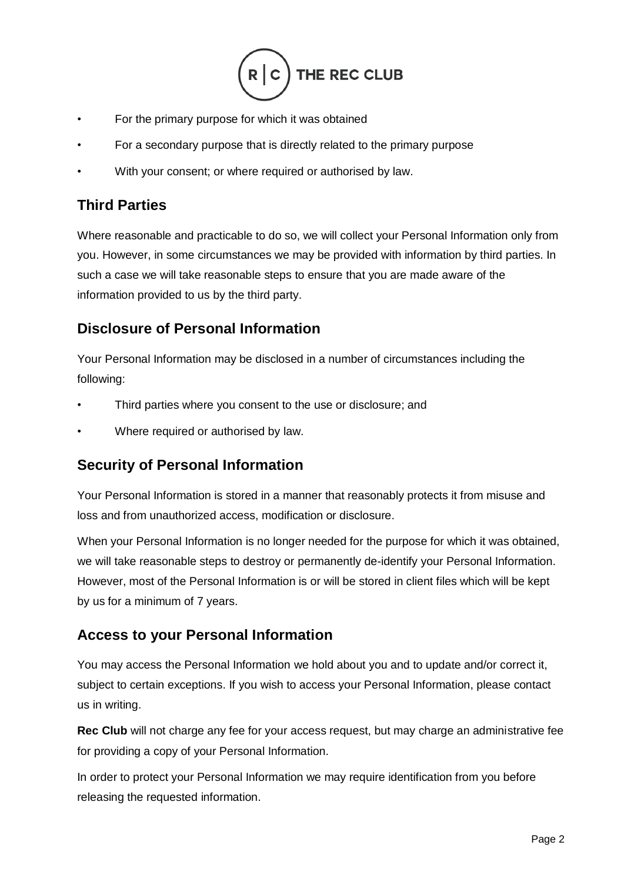- For the primary purpose for which it was obtained
- For a secondary purpose that is directly related to the primary purpose
- With your consent; or where required or authorised by law.

## Third Parties

Where reasonable and practicable to do so, we will collect your Personal Information only from you. However, in some circumstances we may be provided with information by third parties. In such a case we will take reasonable steps to ensure that you are made aware of the information provided to us by the third party.

## Disclosure of Personal Information

Your Personal Information may be disclosed in a number of circumstances including the following:

- Third parties where you consent to the use or disclosure; and
- Where required or authorised by law.

## Security of Personal Information

Your Personal Information is stored in a manner that reasonably protects it from misuse and loss and from unauthorized access, modification or disclosure.

When your Personal Information is no longer needed for the purpose for which it was obtained, we will take reasonable steps to destroy or permanently de-identify your Personal Information. However, most of the Personal Information is or will be stored in client files which will be kept by us for a minimum of 7 years.

## Access to your Personal Information

You may access the Personal Information we hold about you and to update and/or correct it, subject to certain exceptions. If you wish to access your Personal Information, please contact us in writing.

**Rec Club** will not charge any fee for your access request, but may charge an administrative fee for providing a copy of your Personal Information.

In order to protect your Personal Information we may require identification from you before releasing the requested information.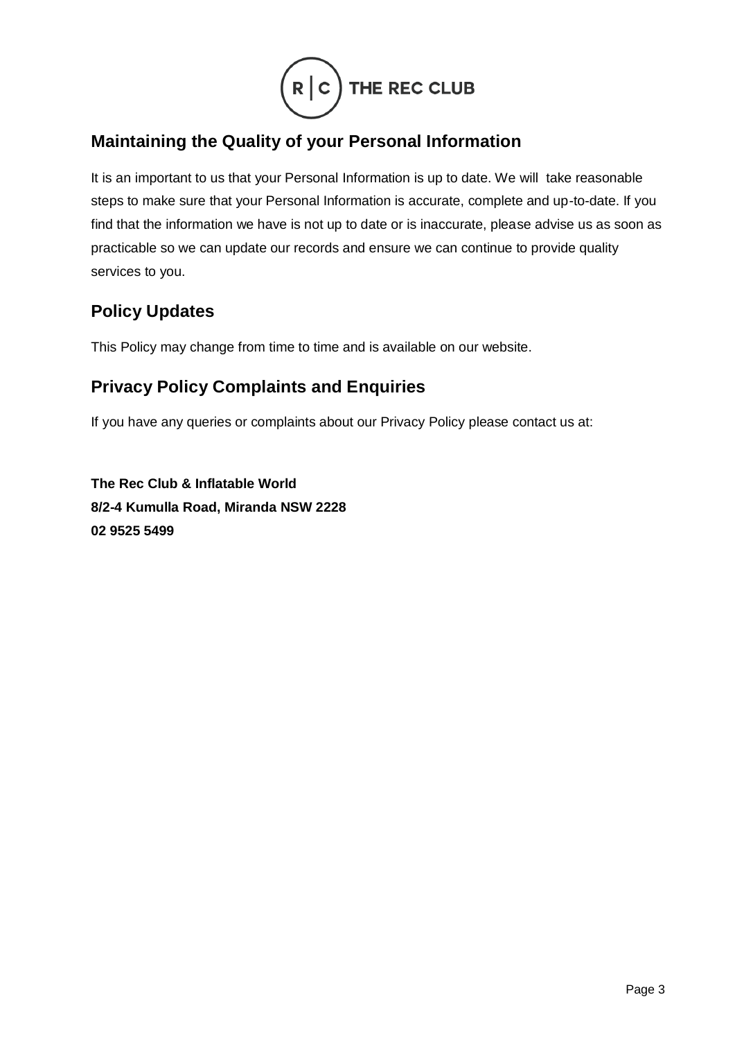## Maintaining the Quality of your Personal Information

It is an important to us that your Personal Information is up to date. We will take reasonable steps to make sure that your Personal Information is accurate, complete and up-to-date. If you find that the information we have is not up to date or is inaccurate, please advise us as soon as practicable so we can update our records and ensure we can continue to provide quality services to you.

## Policy Updates

This Policy may change from time to time and is available on our website.

## Privacy Policy Complaints and Enquiries

If you have any queries or complaints about our Privacy Policy please contact us at:

**The Rec Club & Inflatable World**
**8/2-4 Kumulla Road, Miranda NSW 2228**
**02 9525 5499**